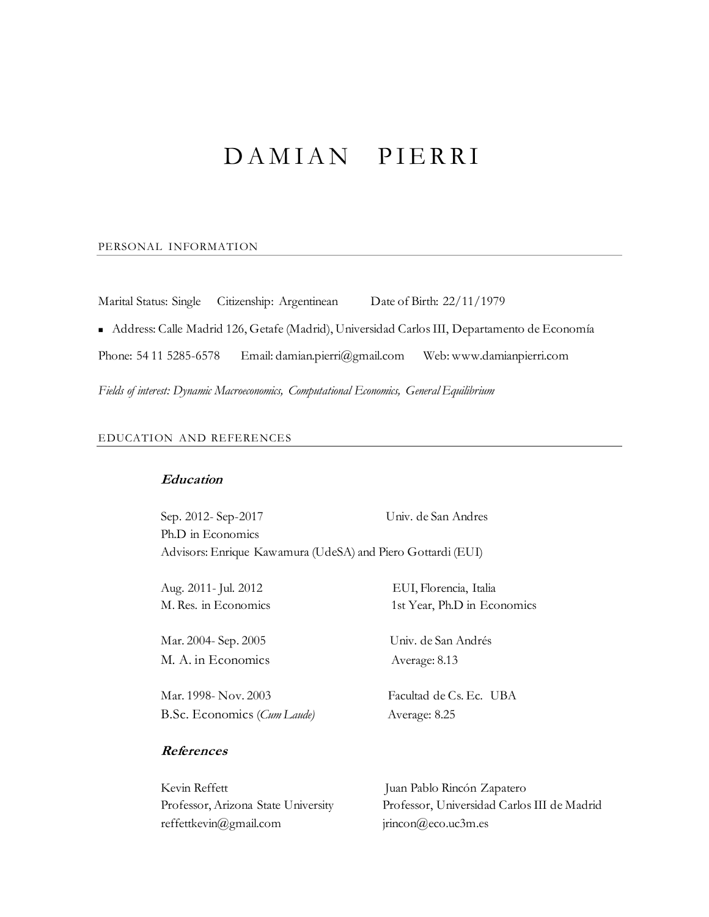# DAMIAN PIERRI

## PERSONAL INFORMATION

Marital Status: Single Citizenship: Argentinean Date of Birth: 22/11/1979

- Address: Calle Madrid 126, Getafe (Madrid), Universidad Carlos III, Departamento de Economía

Phone: 54 11 5285-6578 Email: damian.pierri@gmail.com Web: www.damianpierri.com

*Fields of interest: Dynamic Macroeconomics, Computational Economics, General Equilibrium*

## EDUCATION AND REFERENCES

### *Education*

Sep. 2012- Sep-2017 Univ. de San Andres
Ph.D in Economics
Advisors: Enrique Kawamura (UdeSA) and Piero Gottardi (EUI)

Aug. 2011- Jul. 2012 EUI, Florencia, Italia
M. Res. in Economics 1st Year, Ph.D in Economics

Mar. 2004- Sep. 2005 Univ. de San Andrés
M. A. in Economics Average: 8.13

Mar. 1998- Nov. 2003 Facultad de Cs. Ec. UBA
B.Sc. Economics (*Cum Laude*) Average: 8.25

### *References*

Kevin Reffett
Professor, Arizona State University
reffettkevin@gmail.com

Juan Pablo Rincón Zapatero
Professor, Universidad Carlos III de Madrid
jrincon@eco.uc3m.es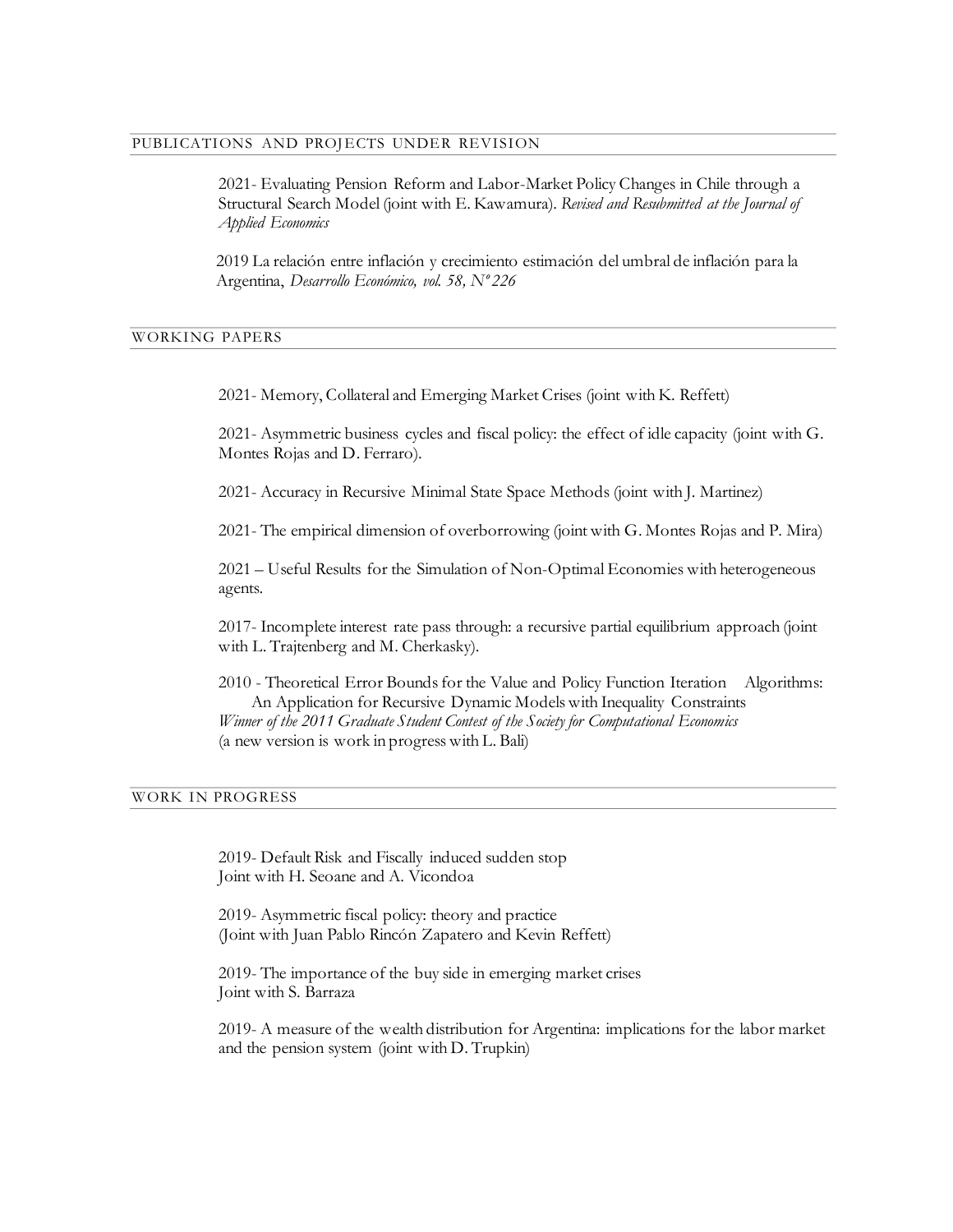## PUBLICATIONS AND PROJECTS UNDER REVISION

2021- Evaluating Pension Reform and Labor-Market Policy Changes in Chile through a Structural Search Model (joint with E. Kawamura). *Revised and Resubmitted at the Journal of Applied Economics*

2019 La relación entre inflación y crecimiento estimación del umbral de inflación para la Argentina, *Desarrollo Económico, vol. 58, Nº 226*

## WORKING PAPERS

2021- Memory, Collateral and Emerging Market Crises (joint with K. Reffett)

2021- Asymmetric business cycles and fiscal policy: the effect of idle capacity (joint with G. Montes Rojas and D. Ferraro).

2021- Accuracy in Recursive Minimal State Space Methods (joint with J. Martinez)

2021- The empirical dimension of overborrowing (joint with G. Montes Rojas and P. Mira)

2021 – Useful Results for the Simulation of Non-Optimal Economies with heterogeneous agents.

2017- Incomplete interest rate pass through: a recursive partial equilibrium approach (joint with L. Trajtenberg and M. Cherkasky).

2010 - Theoretical Error Bounds for the Value and Policy Function Iteration Algorithms: An Application for Recursive Dynamic Models with Inequality Constraints
*Winner of the 2011 Graduate Student Contest of the Society for Computational Economics*
(a new version is work in progress with L. Bali)

## WORK IN PROGRESS

2019- Default Risk and Fiscally induced sudden stop
Joint with H. Seoane and A. Vicondoa

2019- Asymmetric fiscal policy: theory and practice
(Joint with Juan Pablo Rincón Zapatero and Kevin Reffett)

2019- The importance of the buy side in emerging market crises
Joint with S. Barraza

2019- A measure of the wealth distribution for Argentina: implications for the labor market and the pension system (joint with D. Trupkin)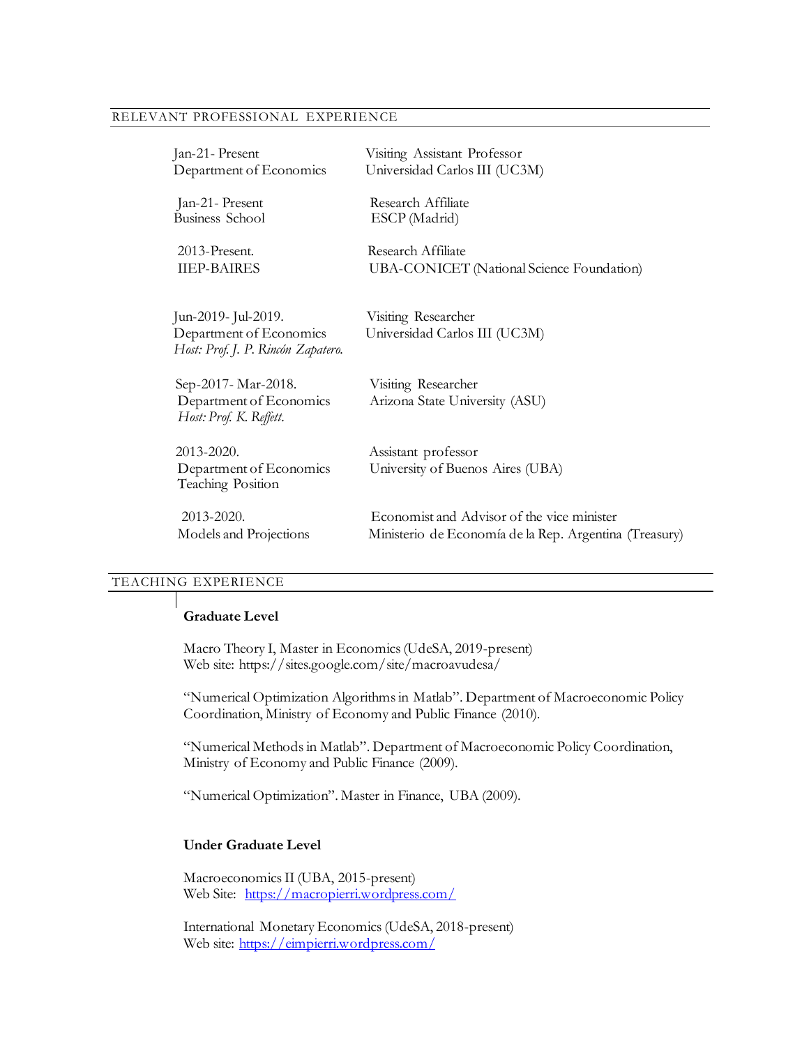## RELEVANT PROFESSIONAL EXPERIENCE

| | |
|---|---|
| Jan-21- Present<br>Department of Economics | Visiting Assistant Professor<br>Universidad Carlos III (UC3M) |
| Jan-21- Present<br>Business School | Research Affiliate<br>ESCP (Madrid) |
| 2013-Present.<br>IIEP-BAIRES | Research Affiliate<br>UBA-CONICET (National Science Foundation) |
| Jun-2019- Jul-2019.<br>Department of Economics<br>*Host: Prof. J. P. Rincón Zapatero.* | Visiting Researcher<br>Universidad Carlos III (UC3M) |
| Sep-2017- Mar-2018.<br>Department of Economics<br>*Host: Prof. K. Reffett.* | Visiting Researcher<br>Arizona State University (ASU) |
| 2013-2020.<br>Department of Economics<br>Teaching Position | Assistant professor<br>University of Buenos Aires (UBA) |
| 2013-2020.<br>Models and Projections | Economist and Advisor of the vice minister<br>Ministerio de Economía de la Rep. Argentina (Treasury) |

## TEACHING EXPERIENCE

**Graduate Level**

Macro Theory I, Master in Economics (UdeSA, 2019-present)
Web site: https://sites.google.com/site/macroavudesa/

"Numerical Optimization Algorithms in Matlab". Department of Macroeconomic Policy Coordination, Ministry of Economy and Public Finance (2010).

"Numerical Methods in Matlab". Department of Macroeconomic Policy Coordination, Ministry of Economy and Public Finance (2009).

"Numerical Optimization". Master in Finance, UBA (2009).

**Under Graduate Level**

Macroeconomics II (UBA, 2015-present)
Web Site: https://macropierri.wordpress.com/

International Monetary Economics (UdeSA, 2018-present)
Web site: https://eimpierri.wordpress.com/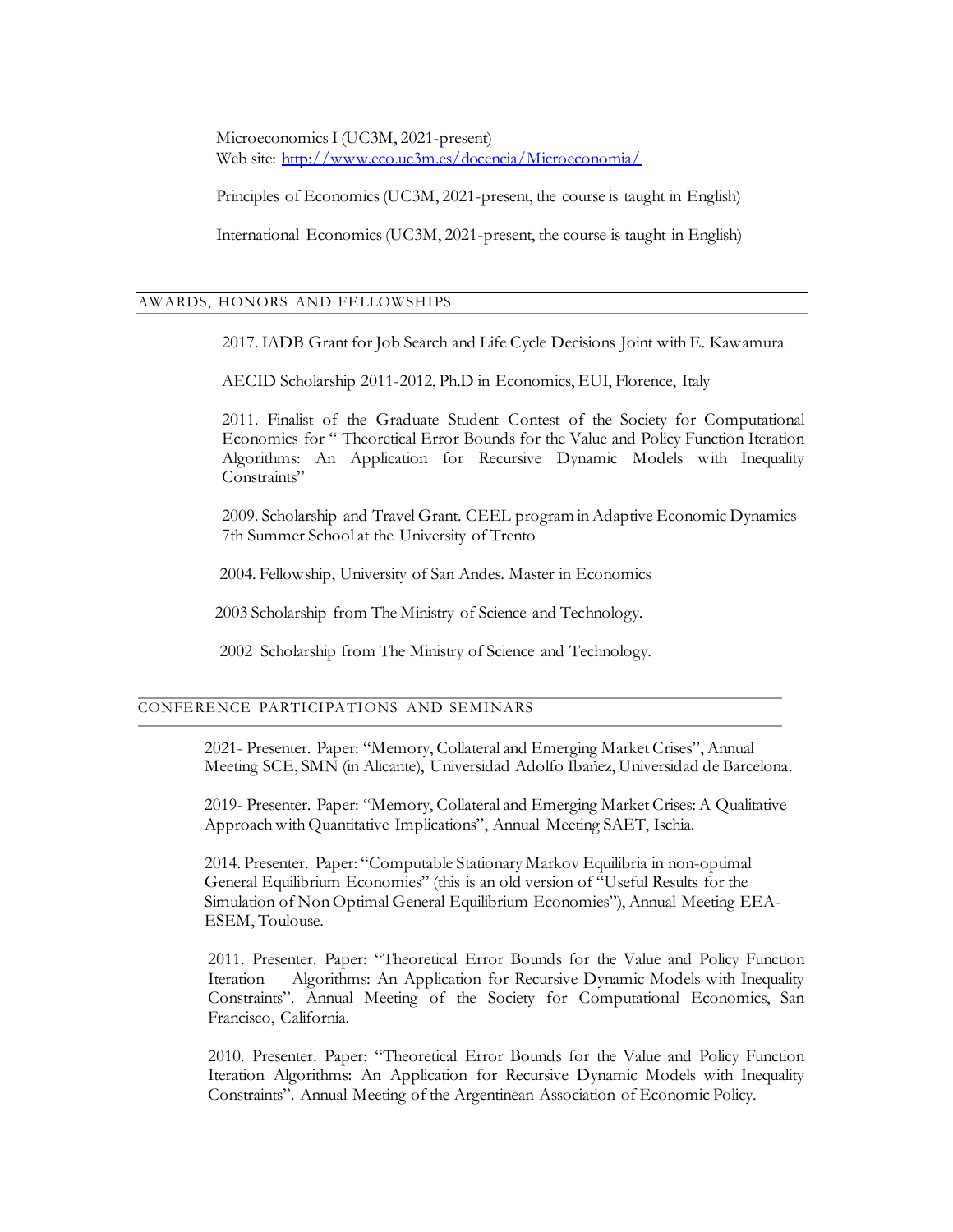Microeconomics I (UC3M, 2021-present)
Web site: [http://www.eco.uc3m.es/docencia/Microeconomia/](http://www.eco.uc3m.es/docencia/Microeconomia/)

Principles of Economics (UC3M, 2021-present, the course is taught in English)

International Economics (UC3M, 2021-present, the course is taught in English)

## AWARDS, HONORS AND FELLOWSHIPS

2017. IADB Grant for Job Search and Life Cycle Decisions Joint with E. Kawamura

AECID Scholarship 2011-2012, Ph.D in Economics, EUI, Florence, Italy

2011. Finalist of the Graduate Student Contest of the Society for Computational Economics for " Theoretical Error Bounds for the Value and Policy Function Iteration Algorithms: An Application for Recursive Dynamic Models with Inequality Constraints"

2009. Scholarship and Travel Grant. CEEL program in Adaptive Economic Dynamics 7th Summer School at the University of Trento

2004. Fellowship, University of San Andes. Master in Economics

2003 Scholarship from The Ministry of Science and Technology.

2002 Scholarship from The Ministry of Science and Technology.

## CONFERENCE PARTICIPATIONS AND SEMINARS

2021- Presenter. Paper: "Memory, Collateral and Emerging Market Crises", Annual Meeting SCE, SMN (in Alicante), Universidad Adolfo Ibañez, Universidad de Barcelona.

2019- Presenter. Paper: "Memory, Collateral and Emerging Market Crises: A Qualitative Approach with Quantitative Implications", Annual Meeting SAET, Ischia.

2014. Presenter. Paper: "Computable Stationary Markov Equilibria in non-optimal General Equilibrium Economies" (this is an old version of "Useful Results for the Simulation of Non Optimal General Equilibrium Economies"), Annual Meeting EEA-ESEM, Toulouse.

2011. Presenter. Paper: "Theoretical Error Bounds for the Value and Policy Function Iteration Algorithms: An Application for Recursive Dynamic Models with Inequality Constraints". Annual Meeting of the Society for Computational Economics, San Francisco, California.

2010. Presenter. Paper: "Theoretical Error Bounds for the Value and Policy Function Iteration Algorithms: An Application for Recursive Dynamic Models with Inequality Constraints". Annual Meeting of the Argentinean Association of Economic Policy.